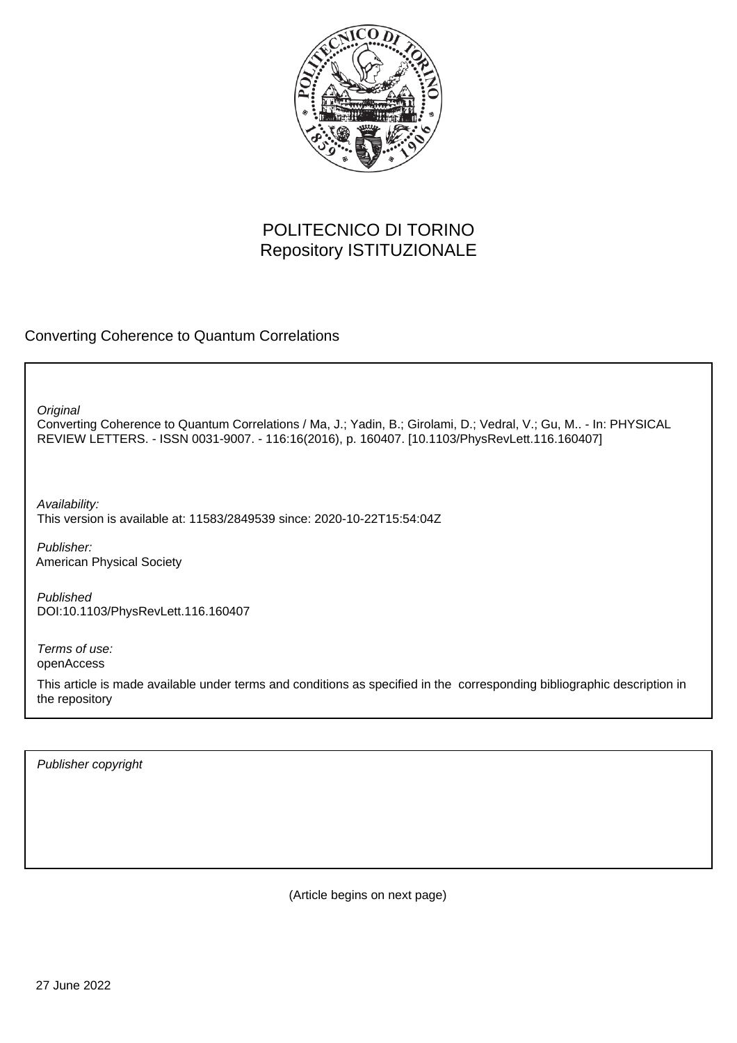POLITECNICO DI TORINO
Repository ISTITUZIONALE

Converting Coherence to Quantum Correlations

*Original*
Converting Coherence to Quantum Correlations / Ma, J.; Yadin, B.; Girolami, D.; Vedral, V.; Gu, M.. - In: PHYSICAL REVIEW LETTERS. - ISSN 0031-9007. - 116:16(2016), p. 160407. [10.1103/PhysRevLett.116.160407]

*Availability:*
This version is available at: 11583/2849539 since: 2020-10-22T15:54:04Z

*Publisher:*
American Physical Society

*Published*
DOI:10.1103/PhysRevLett.116.160407

*Terms of use:*
openAccess

This article is made available under terms and conditions as specified in the corresponding bibliographic description in the repository

*Publisher copyright*

(Article begins on next page)

27 June 2022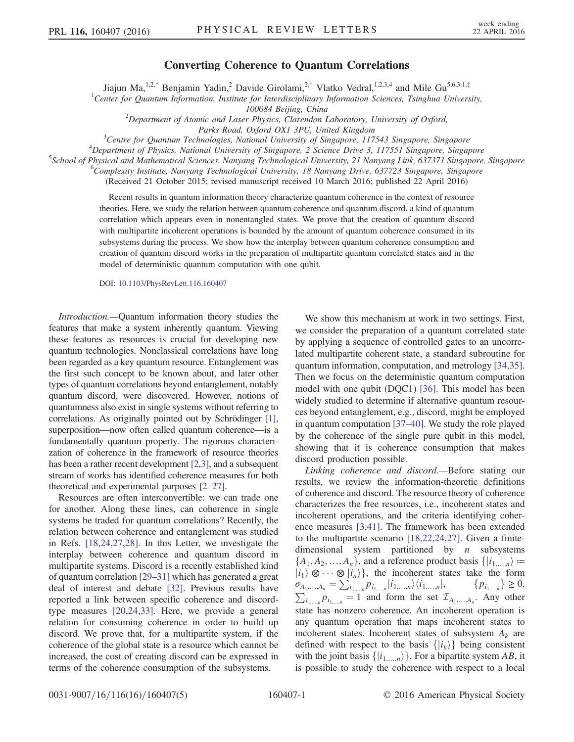# Converting Coherence to Quantum Correlations

Jiajun Ma,[1,2,*] Benjamin Yadin,[2] Davide Girolami,[2,†] Vlatko Vedral,[1,2,3,4] and Mile Gu[5,6,3,1,‡]

[1]*Center for Quantum Information, Institute for Interdisciplinary Information Sciences, Tsinghua University, 100084 Beijing, China*

[2]*Department of Atomic and Laser Physics, Clarendon Laboratory, University of Oxford, Parks Road, Oxford OX1 3PU, United Kingdom*

[3]*Centre for Quantum Technologies, National University of Singapore, 117543 Singapore, Singapore*

[4]*Department of Physics, National University of Singapore, 2 Science Drive 3, 117551 Singapore, Singapore*

[5]*School of Physical and Mathematical Sciences, Nanyang Technological University, 21 Nanyang Link, 637371 Singapore, Singapore*

[6]*Complexity Institute, Nanyang Technological University, 18 Nanyang Drive, 637723 Singapore, Singapore*

(Received 21 October 2015; revised manuscript received 10 March 2016; published 22 April 2016)

Recent results in quantum information theory characterize quantum coherence in the context of resource theories. Here, we study the relation between quantum coherence and quantum discord, a kind of quantum correlation which appears even in nonentangled states. We prove that the creation of quantum discord with multipartite incoherent operations is bounded by the amount of quantum coherence consumed in its subsystems during the process. We show how the interplay between quantum coherence consumption and creation of quantum discord works in the preparation of multipartite quantum correlated states and in the model of deterministic quantum computation with one qubit.

DOI: 10.1103/PhysRevLett.116.160407

*Introduction.*—Quantum information theory studies the features that make a system inherently quantum. Viewing these features as resources is crucial for developing new quantum technologies. Nonclassical correlations have long been regarded as a key quantum resource. Entanglement was the first such concept to be known about, and later other types of quantum correlations beyond entanglement, notably quantum discord, were discovered. However, notions of quantumness also exist in single systems without referring to correlations. As originally pointed out by Schrödinger [1], superposition—now often called quantum coherence—is a fundamentally quantum property. The rigorous characterization of coherence in the framework of resource theories has been a rather recent development [2,3], and a subsequent stream of works has identified coherence measures for both theoretical and experimental purposes [2–27].

Resources are often interconvertible: we can trade one for another. Along these lines, can coherence in single systems be traded for quantum correlations? Recently, the relation between coherence and entanglement was studied in Refs. [18,24,27,28]. In this Letter, we investigate the interplay between coherence and quantum discord in multipartite systems. Discord is a recently established kind of quantum correlation [29–31] which has generated a great deal of interest and debate [32]. Previous results have reported a link between specific coherence and discord-type measures [20,24,33]. Here, we provide a general relation for consuming coherence in order to build up discord. We prove that, for a multipartite system, if the coherence of the global state is a resource which cannot be increased, the cost of creating discord can be expressed in terms of the coherence consumption of the subsystems.

We show this mechanism at work in two settings. First, we consider the preparation of a quantum correlated state by applying a sequence of controlled gates to an uncorrelated multipartite coherent state, a standard subroutine for quantum information, computation, and metrology [34,35]. Then we focus on the deterministic quantum computation model with one qubit (DQC1) [36]. This model has been widely studied to determine if alternative quantum resources beyond entanglement, e.g., discord, might be employed in quantum computation [37–40]. We study the role played by the coherence of the single pure qubit in this model, showing that it is coherence consumption that makes discord production possible.

*Linking coherence and discord.*—Before stating our results, we review the information-theoretic definitions of coherence and discord. The resource theory of coherence characterizes the free resources, i.e., incoherent states and incoherent operations, and the criteria identifying coherence measures [3,41]. The framework has been extended to the multipartite scenario [18,22,24,27]. Given a finite-dimensional system partitioned by $n$ subsystems $\{A_1, A_2, \ldots, A_n\}$, and a reference product basis $\{|i_{1,\ldots,n}\rangle := |i_1\rangle \otimes \cdots \otimes |i_n\rangle\}$, the incoherent states take the form $\sigma_{A_1,\ldots,A_n} = \sum_{i_{1,\ldots,n}} p_{i_{1,\ldots,n}} |i_{1,\ldots,n}\rangle\langle i_{1,\ldots,n}|$, $\{p_{i_{1,\ldots,n}}\} \geq 0$, $\sum_{i_{1,\ldots,n}} p_{i_{1,\ldots,n}} = 1$ and form the set $\mathcal{I}_{A_1,\ldots,A_n}$. Any other state has nonzero coherence. An incoherent operation is any quantum operation that maps incoherent states to incoherent states. Incoherent states of subsystem $A_k$ are defined with respect to the basis $\{|i_k\rangle\}$ being consistent with the joint basis $\{|i_{1,\ldots,n}\rangle\}$. For a bipartite system $AB$, it is possible to study the coherence with respect to a local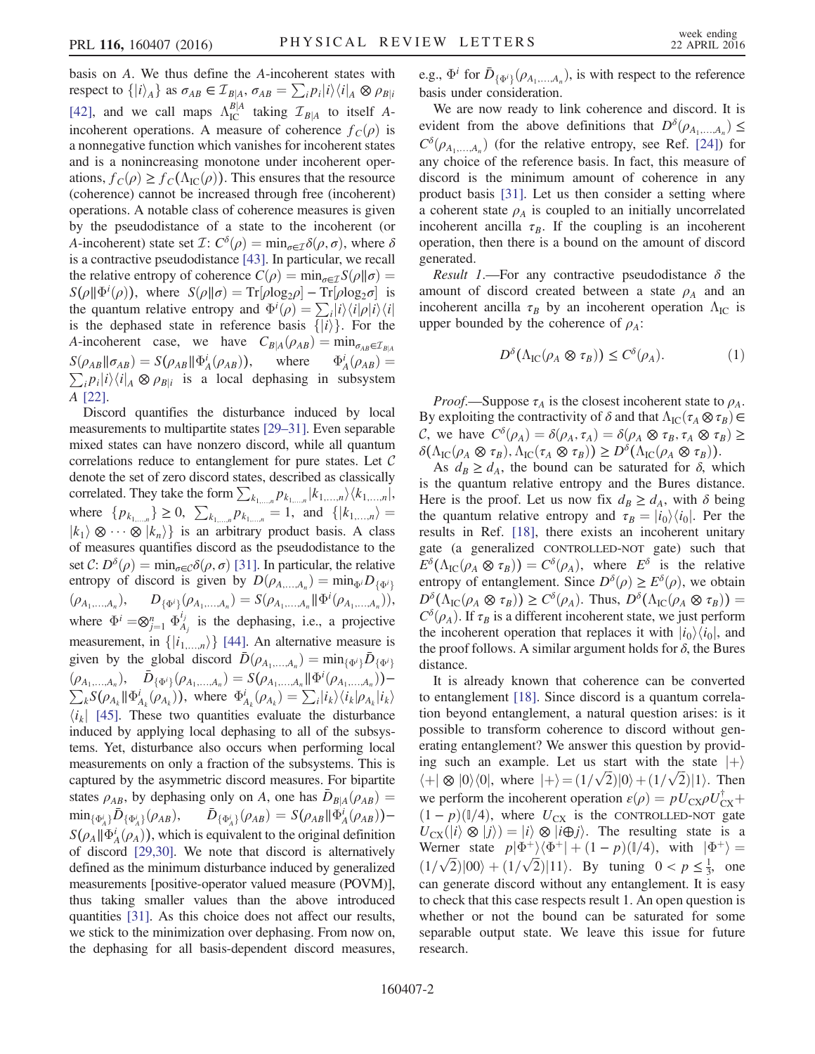basis on $A$. We thus define the $A$-incoherent states with respect to $\{|i\rangle_A\}$ as $\sigma_{AB} \in \mathcal{I}_{B|A}$, $\sigma_{AB} = \sum_i p_i |i\rangle\langle i|_A \otimes \rho_{B|i}$ [42], and we call maps $\Lambda_{\rm IC}^{B|A}$ taking $\mathcal{I}_{B|A}$ to itself $A$-incoherent operations. A measure of coherence $f_C(\rho)$ is a nonnegative function which vanishes for incoherent states and is a nonincreasing monotone under incoherent operations, $f_C(\rho) \geq f_C(\Lambda_{\rm IC}(\rho))$. This ensures that the resource (coherence) cannot be increased through free (incoherent) operations. A notable class of coherence measures is given by the pseudodistance of a state to the incoherent (or $A$-incoherent) state set $\mathcal{I}$: $C^\delta(\rho) = \min_{\sigma \in \mathcal{I}} \delta(\rho, \sigma)$, where $\delta$ is a contractive pseudodistance [43]. In particular, we recall the relative entropy of coherence $C(\rho) = \min_{\sigma \in \mathcal{I}} S(\rho\|\sigma) = S(\rho\|\Phi^i(\rho))$, where $S(\rho\|\sigma) = \mathrm{Tr}[\rho \log_2 \rho] - \mathrm{Tr}[\rho \log_2 \sigma]$ is the quantum relative entropy and $\Phi^i(\rho) = \sum_i |i\rangle\langle i|\rho|i\rangle\langle i|$ is the dephased state in reference basis $\{|i\rangle\}$. For the $A$-incoherent case, we have $C_{B|A}(\rho_{AB}) = \min_{\sigma_{AB} \in \mathcal{I}_{B|A}} S(\rho_{AB}\|\sigma_{AB}) = S(\rho_{AB}\|\Phi_A^i(\rho_{AB}))$, where $\Phi_A^i(\rho_{AB}) = \sum_i p_i |i\rangle\langle i|_A \otimes \rho_{B|i}$ is a local dephasing in subsystem $A$ [22].

Discord quantifies the disturbance induced by local measurements to multipartite states [29–31]. Even separable mixed states can have nonzero discord, while all quantum correlations reduce to entanglement for pure states. Let $\mathcal{C}$ denote the set of zero discord states, described as classically correlated. They take the form $\sum_{k_{1,\ldots,n}} p_{k_{1,\ldots,n}} |k_{1,\ldots,n}\rangle\langle k_{1,\ldots,n}|$, where $\{p_{k_{1,\ldots,n}}\} \geq 0$, $\sum_{k_{1,\ldots,n}} p_{k_{1,\ldots,n}} = 1$, and $\{|k_{1,\ldots,n}\rangle = |k_1\rangle \otimes \cdots \otimes |k_n\rangle\}$ is an arbitrary product basis. A class of measures quantifies discord as the pseudodistance to the set $\mathcal{C}$: $D^\delta(\rho) = \min_{\sigma \in \mathcal{C}} \delta(\rho, \sigma)$ [31]. In particular, the relative entropy of discord is given by $D(\rho_{A_{1,\ldots,n}}) = \min_{\Phi^i} D_{\{\Phi^i\}}(\rho_{A_{1,\ldots,n}})$, $D_{\{\Phi^i\}}(\rho_{A_{1,\ldots,n}}) = S(\rho_{A_{1,\ldots,n}}\|\Phi^i(\rho_{A_{1,\ldots,n}}))$, where $\Phi^i = \otimes_{j=1}^n \Phi_{A_j}^{i_j}$ is the dephasing, i.e., a projective measurement, in $\{|i_{1,\ldots,n}\rangle\}$ [44]. An alternative measure is given by the global discord $\bar{D}(\rho_{A_{1,\ldots,n}}) = \min_{\{\Phi^i\}} \bar{D}_{\{\Phi^i\}}(\rho_{A_{1,\ldots,n}})$, $\bar{D}_{\{\Phi^i\}}(\rho_{A_{1,\ldots,n}}) = S(\rho_{A_{1,\ldots,n}}\|\Phi^i(\rho_{A_{1,\ldots,n}})) - \sum_k S(\rho_{A_k}\|\Phi_{A_k}^i(\rho_{A_k}))$, where $\Phi_{A_k}^i(\rho_{A_k}) = \sum_i |i_k\rangle\langle i_k|\rho_{A_k}|i_k\rangle\langle i_k|$ [45]. These two quantities evaluate the disturbance induced by applying local dephasing to all of the subsystems. Yet, disturbance also occurs when performing local measurements on only a fraction of the subsystems. This is captured by the asymmetric discord measures. For bipartite states $\rho_{AB}$, by dephasing only on $A$, one has $\bar{D}_{B|A}(\rho_{AB}) = \min_{\{\Phi_A^i\}} \bar{D}_{\{\Phi_A^i\}}(\rho_{AB})$, $\bar{D}_{\{\Phi_A^i\}}(\rho_{AB}) = S(\rho_{AB}\|\Phi_A^i(\rho_{AB})) - S(\rho_A\|\Phi_A^i(\rho_A))$, which is equivalent to the original definition of discord [29,30]. We note that discord is alternatively defined as the minimum disturbance induced by generalized measurements [positive-operator valued measure (POVM)], thus taking smaller values than the above introduced quantities [31]. As this choice does not affect our results, we stick to the minimization over dephasing. From now on, the dephasing for all basis-dependent discord measures, e.g., $\Phi^i$ for $\bar{D}_{\{\Phi^i\}}(\rho_{A_{1,\ldots,n}})$, is with respect to the reference basis under consideration.

We are now ready to link coherence and discord. It is evident from the above definitions that $D^\delta(\rho_{A_{1,\ldots,n}}) \leq C^\delta(\rho_{A_{1,\ldots,n}})$ (for the relative entropy, see Ref. [24]) for any choice of the reference basis. In fact, this measure of discord is the minimum amount of coherence in any product basis [31]. Let us then consider a setting where a coherent state $\rho_A$ is coupled to an initially uncorrelated incoherent ancilla $\tau_B$. If the coupling is an incoherent operation, then there is a bound on the amount of discord generated.

*Result 1.*—For any contractive pseudodistance $\delta$ the amount of discord created between a state $\rho_A$ and an incoherent ancilla $\tau_B$ by an incoherent operation $\Lambda_{\rm IC}$ is upper bounded by the coherence of $\rho_A$:

$$D^\delta(\Lambda_{\rm IC}(\rho_A \otimes \tau_B)) \leq C^\delta(\rho_A). \tag{1}$$

*Proof.*—Suppose $\tau_A$ is the closest incoherent state to $\rho_A$. By exploiting the contractivity of $\delta$ and that $\Lambda_{\rm IC}(\tau_A \otimes \tau_B) \in \mathcal{C}$, we have $C^\delta(\rho_A) = \delta(\rho_A, \tau_A) = \delta(\rho_A \otimes \tau_B, \tau_A \otimes \tau_B) \geq \delta(\Lambda_{\rm IC}(\rho_A \otimes \tau_B), \Lambda_{\rm IC}(\tau_A \otimes \tau_B)) \geq D^\delta(\Lambda_{\rm IC}(\rho_A \otimes \tau_B))$.

As $d_B \geq d_A$, the bound can be saturated for $\delta$, which is the quantum relative entropy and the Bures distance. Here is the proof. Let us now fix $d_B \geq d_A$, with $\delta$ being the quantum relative entropy and $\tau_B = |i_0\rangle\langle i_0|$. Per the results in Ref. [18], there exists an incoherent unitary gate (a generalized CONTROLLED-NOT gate) such that $E^\delta(\Lambda_{\rm IC}(\rho_A \otimes \tau_B)) = C^\delta(\rho_A)$, where $E^\delta$ is the relative entropy of entanglement. Since $D^\delta(\rho) \geq E^\delta(\rho)$, we obtain $D^\delta(\Lambda_{\rm IC}(\rho_A \otimes \tau_B)) \geq C^\delta(\rho_A)$. Thus, $D^\delta(\Lambda_{\rm IC}(\rho_A \otimes \tau_B)) = C^\delta(\rho_A)$. If $\tau_B$ is a different incoherent state, we just perform the incoherent operation that replaces it with $|i_0\rangle\langle i_0|$, and the proof follows. A similar argument holds for $\delta$, the Bures distance.

It is already known that coherence can be converted to entanglement [18]. Since discord is a quantum correlation beyond entanglement, a natural question arises: is it possible to transform coherence to discord without generating entanglement? We answer this question by providing such an example. Let us start with the state $|+\rangle\langle +| \otimes |0\rangle\langle 0|$, where $|+\rangle = (1/\sqrt{2})|0\rangle + (1/\sqrt{2})|1\rangle$. Then we perform the incoherent operation $\varepsilon(\rho) = pU_{\rm CX}\rho U_{\rm CX}^\dagger + (1-p)(\mathbb{I}/4)$, where $U_{\rm CX}$ is the CONTROLLED-NOT gate $U_{\rm CX}(|i\rangle \otimes |j\rangle) = |i\rangle \otimes |i \oplus j\rangle$. The resulting state is a Werner state $p|\Phi^+\rangle\langle\Phi^+| + (1-p)(\mathbb{I}/4)$, with $|\Phi^+\rangle = (1/\sqrt{2})|00\rangle + (1/\sqrt{2})|11\rangle$. By tuning $0 < p \leq \frac{1}{3}$, one can generate discord without any entanglement. It is easy to check that this case respects result 1. An open question is whether or not the bound can be saturated for some separable output state. We leave this issue for future research.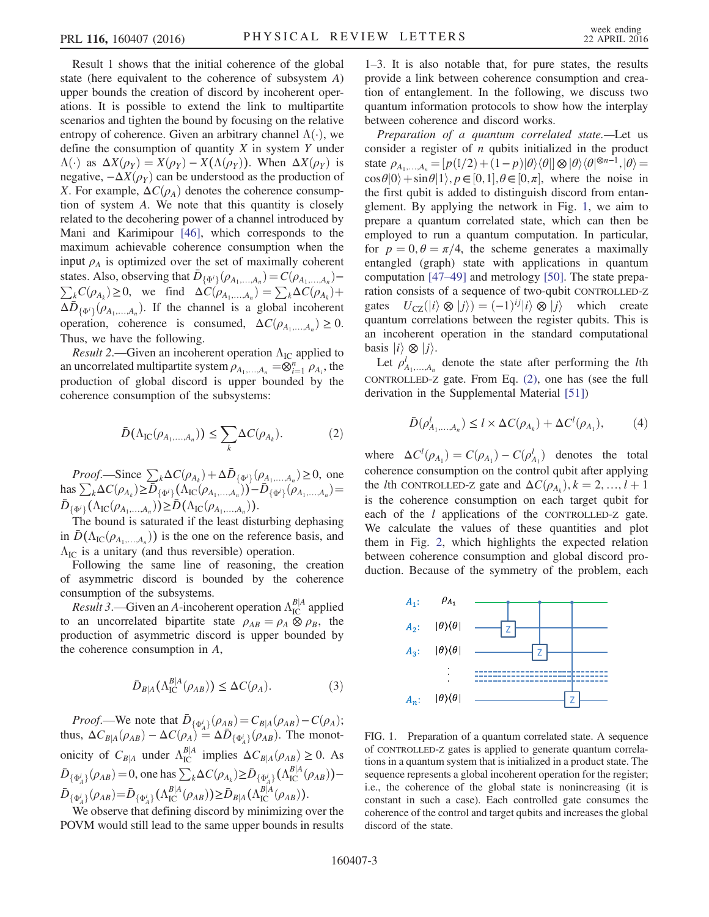Result 1 shows that the initial coherence of the global state (here equivalent to the coherence of subsystem $A$) upper bounds the creation of discord by incoherent operations. It is possible to extend the link to multipartite scenarios and tighten the bound by focusing on the relative entropy of coherence. Given an arbitrary channel $\Lambda(\cdot)$, we define the consumption of quantity $X$ in system $Y$ under $\Lambda(\cdot)$ as $\Delta X(\rho_Y) = X(\rho_Y) - X(\Lambda(\rho_Y))$. When $\Delta X(\rho_Y)$ is negative, $-\Delta X(\rho_Y)$ can be understood as the production of $X$. For example, $\Delta C(\rho_A)$ denotes the coherence consumption of system $A$. We note that this quantity is closely related to the decohering power of a channel introduced by Mani and Karimipour [46], which corresponds to the maximum achievable coherence consumption when the input $\rho_A$ is optimized over the set of maximally coherent states. Also, observing that $\bar{D}_{\{\Phi^i\}}(\rho_{A_1,\ldots,A_n}) = C(\rho_{A_1,\ldots,A_n}) - \sum_k C(\rho_{A_k}) \geq 0$, we find $\Delta C(\rho_{A_1,\ldots,A_n}) = \sum_k \Delta C(\rho_{A_k}) + \Delta \bar{D}_{\{\Phi^i\}}(\rho_{A_1,\ldots,A_n})$. If the channel is a global incoherent operation, coherence is consumed, $\Delta C(\rho_{A_1,\ldots,A_n}) \geq 0$. Thus, we have the following.

*Result 2.*—Given an incoherent operation $\Lambda_{\rm IC}$ applied to an uncorrelated multipartite system $\rho_{A_1,\ldots,A_n} = \otimes_{i=1}^n \rho_{A_i}$, the production of global discord is upper bounded by the coherence consumption of the subsystems:

$$\bar{D}(\Lambda_{\rm IC}(\rho_{A_1,\ldots,A_n})) \leq \sum_k \Delta C(\rho_{A_k}). \tag{2}$$

*Proof.*—Since $\sum_k \Delta C(\rho_{A_k}) + \Delta \bar{D}_{\{\Phi^i\}}(\rho_{A_1,\ldots,A_n}) \geq 0$, one has $\sum_k \Delta C(\rho_{A_k}) \geq \bar{D}_{\{\Phi^i\}}(\Lambda_{\rm IC}(\rho_{A_1,\ldots,A_n})) - \bar{D}_{\{\Phi^i\}}(\rho_{A_1,\ldots,A_n}) = \bar{D}_{\{\Phi^i\}}(\Lambda_{\rm IC}(\rho_{A_1,\ldots,A_n})) \geq \bar{D}(\Lambda_{\rm IC}(\rho_{A_1,\ldots,A_n}))$.

The bound is saturated if the least disturbing dephasing in $\bar{D}(\Lambda_{\rm IC}(\rho_{A_1,\ldots,A_n}))$ is the one on the reference basis, and $\Lambda_{\rm IC}$ is a unitary (and thus reversible) operation.

Following the same line of reasoning, the creation of asymmetric discord is bounded by the coherence consumption of the subsystems.

*Result 3.*—Given an $A$-incoherent operation $\Lambda_{\rm IC}^{B|A}$ applied to an uncorrelated bipartite state $\rho_{AB} = \rho_A \otimes \rho_B$, the production of asymmetric discord is upper bounded by the coherence consumption in $A$,

$$\bar{D}_{B|A}(\Lambda_{\rm IC}^{B|A}(\rho_{AB})) \leq \Delta C(\rho_A). \tag{3}$$

*Proof.*—We note that $\bar{D}_{\{\Phi_A^i\}}(\rho_{AB}) = C_{B|A}(\rho_{AB}) - C(\rho_A)$; thus, $\Delta C_{B|A}(\rho_{AB}) - \Delta C(\rho_A) = \Delta \bar{D}_{\{\Phi_A^i\}}(\rho_{AB})$. The monotonicity of $C_{B|A}$ under $\Lambda_{\rm IC}^{B|A}$ implies $\Delta C_{B|A}(\rho_{AB}) \geq 0$. As $\bar{D}_{\{\Phi_A^i\}}(\rho_{AB}) = 0$, one has $\sum_k \Delta C(\rho_{A_k}) \geq \bar{D}_{\{\Phi_A^i\}}(\Lambda_{\rm IC}^{B|A}(\rho_{AB})) - \bar{D}_{\{\Phi_A^i\}}(\rho_{AB}) = \bar{D}_{\{\Phi_A^i\}}(\Lambda_{\rm IC}^{B|A}(\rho_{AB})) \geq \bar{D}_{B|A}(\Lambda_{\rm IC}^{B|A}(\rho_{AB}))$.

We observe that defining discord by minimizing over the POVM would still lead to the same upper bounds in results 1–3. It is also notable that, for pure states, the results provide a link between coherence consumption and creation of entanglement. In the following, we discuss two quantum information protocols to show how the interplay between coherence and discord works.

*Preparation of a quantum correlated state.*—Let us consider a register of $n$ qubits initialized in the product state $\rho_{A_1,\ldots,A_n} = [p(\mathbb{I}/2) + (1-p)|\theta\rangle\langle\theta|] \otimes |\theta\rangle\langle\theta|^{\otimes n-1}, |\theta\rangle = \cos\theta|0\rangle + \sin\theta|1\rangle, p \in [0,1], \theta \in [0,\pi]$, where the noise in the first qubit is added to distinguish discord from entanglement. By applying the network in Fig. 1, we aim to prepare a quantum correlated state, which can then be employed to run a quantum computation. In particular, for $p = 0, \theta = \pi/4$, the scheme generates a maximally entangled (graph) state with applications in quantum computation [47–49] and metrology [50]. The state preparation consists of a sequence of two-qubit CONTROLLED-Z gates $U_{\rm CZ}(|i\rangle \otimes |j\rangle) = (-1)^{ij}|i\rangle \otimes |j\rangle$ which create quantum correlations between the register qubits. This is an incoherent operation in the standard computational basis $|i\rangle \otimes |j\rangle$.

Let $\rho^l_{A_1,\ldots,A_n}$ denote the state after performing the $l$th CONTROLLED-Z gate. From Eq. (2), one has (see the full derivation in the Supplemental Material [51])

$$\bar{D}(\rho^l_{A_1,\ldots,A_n}) \leq l \times \Delta C(\rho_{A_k}) + \Delta C^l(\rho_{A_1}), \tag{4}$$

where $\Delta C^l(\rho_{A_1}) = C(\rho_{A_1}) - C(\rho^l_{A_1})$ denotes the total coherence consumption on the control qubit after applying the $l$th CONTROLLED-Z gate and $\Delta C(\rho_{A_k}), k = 2, \ldots, l+1$ is the coherence consumption on each target qubit for each of the $l$ applications of the CONTROLLED-Z gate. We calculate the values of these quantities and plot them in Fig. 2, which highlights the expected relation between coherence consumption and global discord production. Because of the symmetry of the problem, each

FIG. 1. Preparation of a quantum correlated state. A sequence of CONTROLLED-Z gates is applied to generate quantum correlations in a quantum system that is initialized in a product state. The sequence represents a global incoherent operation for the register; i.e., the coherence of the global state is nonincreasing (it is constant in such a case). Each controlled gate consumes the coherence of the control and target qubits and increases the global discord of the state.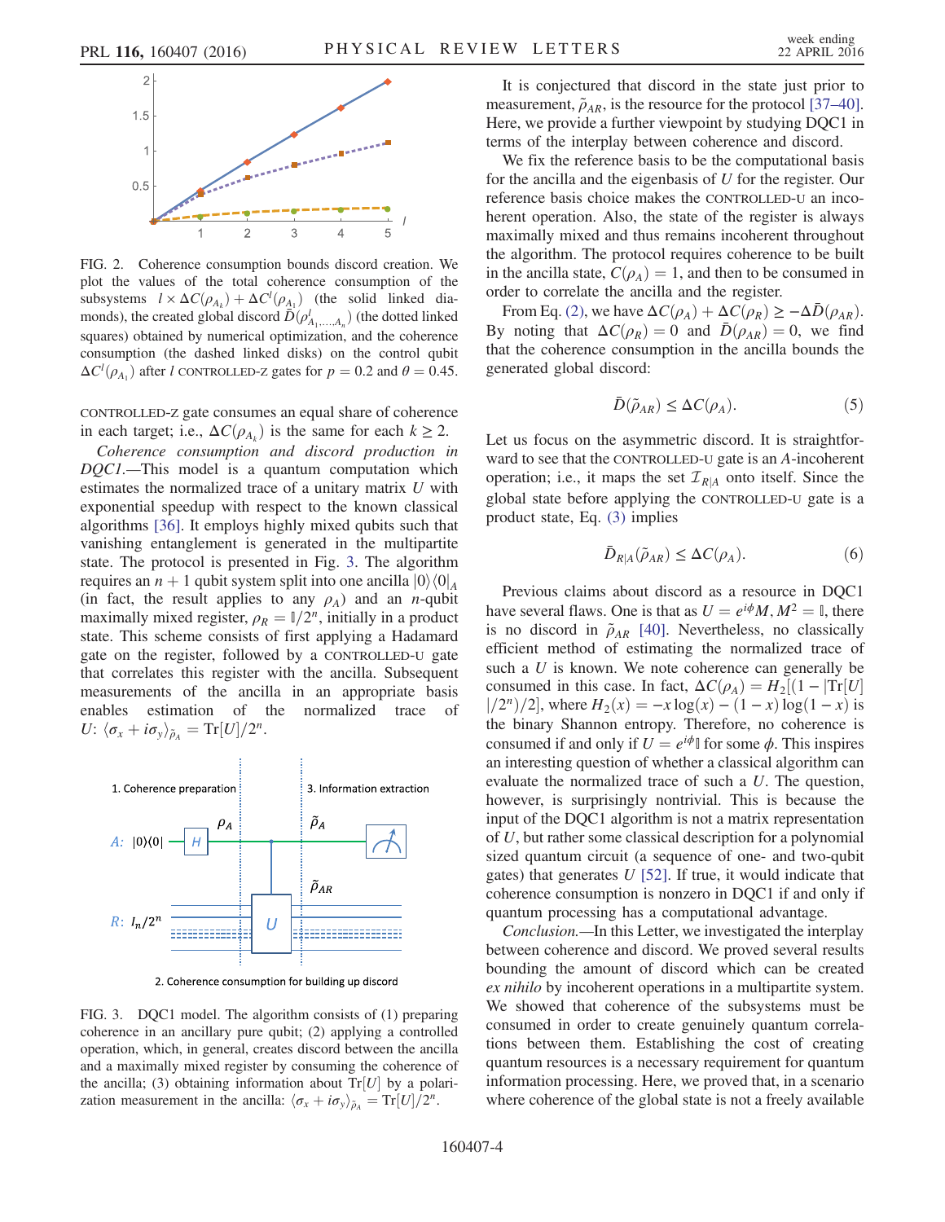FIG. 2. Coherence consumption bounds discord creation. We plot the values of the total coherence consumption of the subsystems $l \times \Delta C(\rho_{A_k}) + \Delta C^l(\rho_{A_1})$ (the solid linked diamonds), the created global discord $\bar{D}(\rho^l_{A_1,\ldots,A_n})$ (the dotted linked squares) obtained by numerical optimization, and the coherence consumption (the dashed linked disks) on the control qubit $\Delta C^l(\rho_{A_1})$ after $l$ CONTROLLED-Z gates for $p = 0.2$ and $\theta = 0.45$.

CONTROLLED-Z gate consumes an equal share of coherence in each target; i.e., $\Delta C(\rho_{A_k})$ is the same for each $k \geq 2$.

*Coherence consumption and discord production in DQC1.*—This model is a quantum computation which estimates the normalized trace of a unitary matrix $U$ with exponential speedup with respect to the known classical algorithms [36]. It employs highly mixed qubits such that vanishing entanglement is generated in the multipartite state. The protocol is presented in Fig. 3. The algorithm requires an $n+1$ qubit system split into one ancilla $|0\rangle\langle 0|_A$ (in fact, the result applies to any $\rho_A$) and an $n$-qubit maximally mixed register, $\rho_R = \mathbb{I}/2^n$, initially in a product state. This scheme consists of first applying a Hadamard gate on the register, followed by a CONTROLLED-U gate that correlates this register with the ancilla. Subsequent measurements of the ancilla in an appropriate basis enables estimation of the normalized trace of $U$: $\langle \sigma_x + i\sigma_y \rangle_{\tilde{\rho}_A} = \mathrm{Tr}[U]/2^n$.

FIG. 3. DQC1 model. The algorithm consists of (1) preparing coherence in an ancillary pure qubit; (2) applying a controlled operation, which, in general, creates discord between the ancilla and a maximally mixed register by consuming the coherence of the ancilla; (3) obtaining information about $\mathrm{Tr}[U]$ by a polarization measurement in the ancilla: $\langle \sigma_x + i\sigma_y \rangle_{\tilde{\rho}_A} = \mathrm{Tr}[U]/2^n$.

It is conjectured that discord in the state just prior to measurement, $\tilde{\rho}_{AR}$, is the resource for the protocol [37–40]. Here, we provide a further viewpoint by studying DQC1 in terms of the interplay between coherence and discord.

We fix the reference basis to be the computational basis for the ancilla and the eigenbasis of $U$ for the register. Our reference basis choice makes the CONTROLLED-U an incoherent operation. Also, the state of the register is always maximally mixed and thus remains incoherent throughout the algorithm. The protocol requires coherence to be built in the ancilla state, $C(\rho_A) = 1$, and then to be consumed in order to correlate the ancilla and the register.

From Eq. (2), we have $\Delta C(\rho_A) + \Delta C(\rho_R) \geq -\Delta \bar{D}(\rho_{AR})$. By noting that $\Delta C(\rho_R) = 0$ and $\bar{D}(\rho_{AR}) = 0$, we find that the coherence consumption in the ancilla bounds the generated global discord:

$$\bar{D}(\tilde{\rho}_{AR}) \leq \Delta C(\rho_A). \tag{5}$$

Let us focus on the asymmetric discord. It is straightforward to see that the CONTROLLED-U gate is an $A$-incoherent operation; i.e., it maps the set $\mathcal{I}_{R|A}$ onto itself. Since the global state before applying the CONTROLLED-U gate is a product state, Eq. (3) implies

$$\bar{D}_{R|A}(\tilde{\rho}_{AR}) \leq \Delta C(\rho_A). \tag{6}$$

Previous claims about discord as a resource in DQC1 have several flaws. One is that as $U = e^{i\phi} M, M^2 = \mathbb{I}$, there is no discord in $\tilde{\rho}_{AR}$ [40]. Nevertheless, no classically efficient method of estimating the normalized trace of such a $U$ is known. We note coherence can generally be consumed in this case. In fact, $\Delta C(\rho_A) = H_2[(1 - |\mathrm{Tr}[U]|/2^n)/2]$, where $H_2(x) = -x\log(x) - (1-x)\log(1-x)$ is the binary Shannon entropy. Therefore, no coherence is consumed if and only if $U = e^{i\phi}\mathbb{I}$ for some $\phi$. This inspires an interesting question of whether a classical algorithm can evaluate the normalized trace of such a $U$. The question, however, is surprisingly nontrivial. This is because the input of the DQC1 algorithm is not a matrix representation of $U$, but rather some classical description for a polynomial sized quantum circuit (a sequence of one- and two-qubit gates) that generates $U$ [52]. If true, it would indicate that coherence consumption is nonzero in DQC1 if and only if quantum processing has a computational advantage.

*Conclusion.*—In this Letter, we investigated the interplay between coherence and discord. We proved several results bounding the amount of discord which can be created *ex nihilo* by incoherent operations in a multipartite system. We showed that coherence of the subsystems must be consumed in order to create genuinely quantum correlations between them. Establishing the cost of creating quantum resources is a necessary requirement for quantum information processing. Here, we proved that, in a scenario where coherence of the global state is not a freely available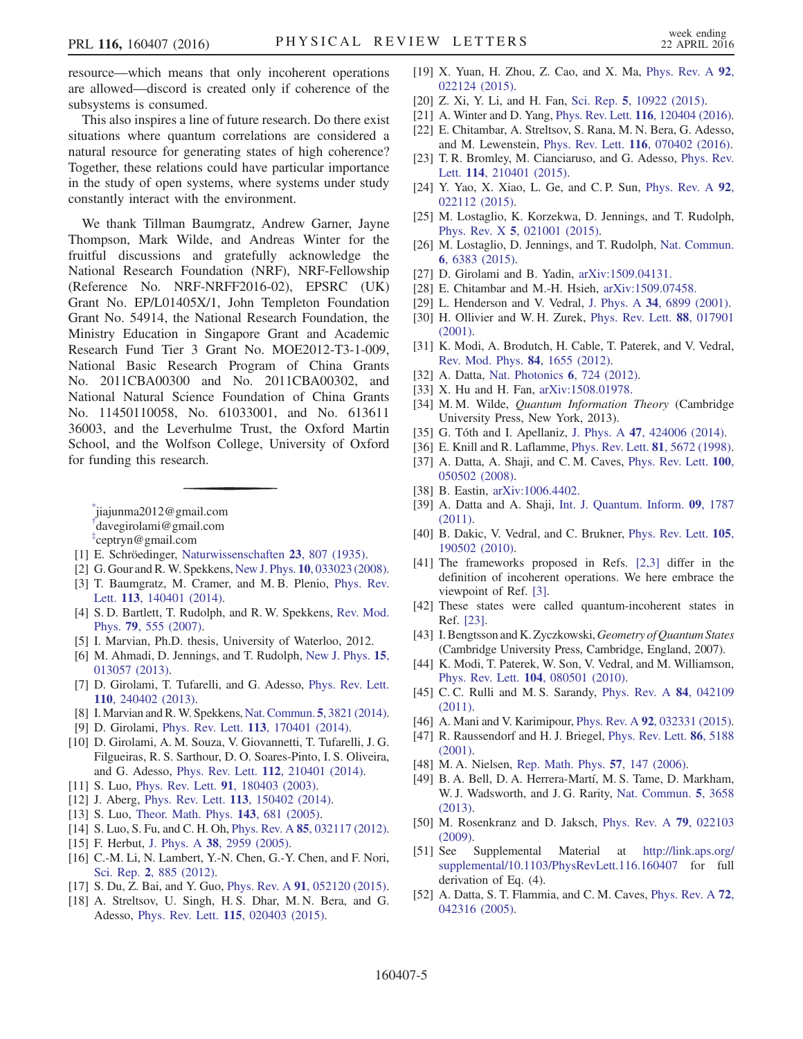resource—which means that only incoherent operations are allowed—discord is created only if coherence of the subsystems is consumed.

This also inspires a line of future research. Do there exist situations where quantum correlations are considered a natural resource for generating states of high coherence? Together, these relations could have particular importance in the study of open systems, where systems under study constantly interact with the environment.

We thank Tillman Baumgratz, Andrew Garner, Jayne Thompson, Mark Wilde, and Andreas Winter for the fruitful discussions and gratefully acknowledge the National Research Foundation (NRF), NRF-Fellowship (Reference No. NRF-NRFF2016-02), EPSRC (UK) Grant No. EP/L01405X/1, John Templeton Foundation Grant No. 54914, the National Research Foundation, the Ministry Education in Singapore Grant and Academic Research Fund Tier 3 Grant No. MOE2012-T3-1-009, National Basic Research Program of China Grants No. 2011CBA00300 and No. 2011CBA00302, and National Natural Science Foundation of China Grants No. 11450110058, No. 61033001, and No. 61361136003, and the Leverhulme Trust, the Oxford Martin School, and the Wolfson College, University of Oxford for funding this research.

---

[*] jiajunma2012@gmail.com
[†] davegirolami@gmail.com
[‡] ceptryn@gmail.com

[1] E. Schröedinger, Naturwissenschaften **23**, 807 (1935).
[2] G. Gour and R. W. Spekkens, New J. Phys. **10**, 033023 (2008).
[3] T. Baumgratz, M. Cramer, and M. B. Plenio, Phys. Rev. Lett. **113**, 140401 (2014).
[4] S. D. Bartlett, T. Rudolph, and R. W. Spekkens, Rev. Mod. Phys. **79**, 555 (2007).
[5] I. Marvian, Ph.D. thesis, University of Waterloo, 2012.
[6] M. Ahmadi, D. Jennings, and T. Rudolph, New J. Phys. **15**, 013057 (2013).
[7] D. Girolami, T. Tufarelli, and G. Adesso, Phys. Rev. Lett. **110**, 240402 (2013).
[8] I. Marvian and R. W. Spekkens, Nat. Commun. **5**, 3821 (2014).
[9] D. Girolami, Phys. Rev. Lett. **113**, 170401 (2014).
[10] D. Girolami, A. M. Souza, V. Giovannetti, T. Tufarelli, J. G. Filgueiras, R. S. Sarthour, D. O. Soares-Pinto, I. S. Oliveira, and G. Adesso, Phys. Rev. Lett. **112**, 210401 (2014).
[11] S. Luo, Phys. Rev. Lett. **91**, 180403 (2003).
[12] J. Aberg, Phys. Rev. Lett. **113**, 150402 (2014).
[13] S. Luo, Theor. Math. Phys. **143**, 681 (2005).
[14] S. Luo, S. Fu, and C. H. Oh, Phys. Rev. A **85**, 032117 (2012).
[15] F. Herbut, J. Phys. A **38**, 2959 (2005).
[16] C.-M. Li, N. Lambert, Y.-N. Chen, G.-Y. Chen, and F. Nori, Sci. Rep. **2**, 885 (2012).
[17] S. Du, Z. Bai, and Y. Guo, Phys. Rev. A **91**, 052120 (2015).
[18] A. Streltsov, U. Singh, H. S. Dhar, M. N. Bera, and G. Adesso, Phys. Rev. Lett. **115**, 020403 (2015).
[19] X. Yuan, H. Zhou, Z. Cao, and X. Ma, Phys. Rev. A **92**, 022124 (2015).
[20] Z. Xi, Y. Li, and H. Fan, Sci. Rep. **5**, 10922 (2015).
[21] A. Winter and D. Yang, Phys. Rev. Lett. **116**, 120404 (2016).
[22] E. Chitambar, A. Streltsov, S. Rana, M. N. Bera, G. Adesso, and M. Lewenstein, Phys. Rev. Lett. **116**, 070402 (2016).
[23] T. R. Bromley, M. Cianciaruso, and G. Adesso, Phys. Rev. Lett. **114**, 210401 (2015).
[24] Y. Yao, X. Xiao, L. Ge, and C. P. Sun, Phys. Rev. A **92**, 022112 (2015).
[25] M. Lostaglio, K. Korzekwa, D. Jennings, and T. Rudolph, Phys. Rev. X **5**, 021001 (2015).
[26] M. Lostaglio, D. Jennings, and T. Rudolph, Nat. Commun. **6**, 6383 (2015).
[27] D. Girolami and B. Yadin, arXiv:1509.04131.
[28] E. Chitambar and M.-H. Hsieh, arXiv:1509.07458.
[29] L. Henderson and V. Vedral, J. Phys. A **34**, 6899 (2001).
[30] H. Ollivier and W. H. Zurek, Phys. Rev. Lett. **88**, 017901 (2001).
[31] K. Modi, A. Brodutch, H. Cable, T. Paterek, and V. Vedral, Rev. Mod. Phys. **84**, 1655 (2012).
[32] A. Datta, Nat. Photonics **6**, 724 (2012).
[33] X. Hu and H. Fan, arXiv:1508.01978.
[34] M. M. Wilde, *Quantum Information Theory* (Cambridge University Press, New York, 2013).
[35] G. Tóth and I. Apellaniz, J. Phys. A **47**, 424006 (2014).
[36] E. Knill and R. Laflamme, Phys. Rev. Lett. **81**, 5672 (1998).
[37] A. Datta, A. Shaji, and C. M. Caves, Phys. Rev. Lett. **100**, 050502 (2008).
[38] B. Eastin, arXiv:1006.4402.
[39] A. Datta and A. Shaji, Int. J. Quantum. Inform. **09**, 1787 (2011).
[40] B. Dakic, V. Vedral, and C. Brukner, Phys. Rev. Lett. **105**, 190502 (2010).
[41] The frameworks proposed in Refs. [2,3] differ in the definition of incoherent operations. We here embrace the viewpoint of Ref. [3].
[42] These states were called quantum-incoherent states in Ref. [23].
[43] I. Bengtsson and K. Zyczkowski, *Geometry of Quantum States* (Cambridge University Press, Cambridge, England, 2007).
[44] K. Modi, T. Paterek, W. Son, V. Vedral, and M. Williamson, Phys. Rev. Lett. **104**, 080501 (2010).
[45] C. C. Rulli and M. S. Sarandy, Phys. Rev. A **84**, 042109 (2011).
[46] A. Mani and V. Karimipour, Phys. Rev. A **92**, 032331 (2015).
[47] R. Raussendorf and H. J. Briegel, Phys. Rev. Lett. **86**, 5188 (2001).
[48] M. A. Nielsen, Rep. Math. Phys. **57**, 147 (2006).
[49] B. A. Bell, D. A. Herrera-Martí, M. S. Tame, D. Markham, W. J. Wadsworth, and J. G. Rarity, Nat. Commun. **5**, 3658 (2013).
[50] M. Rosenkranz and D. Jaksch, Phys. Rev. A **79**, 022103 (2009).
[51] See Supplemental Material at http://link.aps.org/supplemental/10.1103/PhysRevLett.116.160407 for full derivation of Eq. (4).
[52] A. Datta, S. T. Flammia, and C. M. Caves, Phys. Rev. A **72**, 042316 (2005).